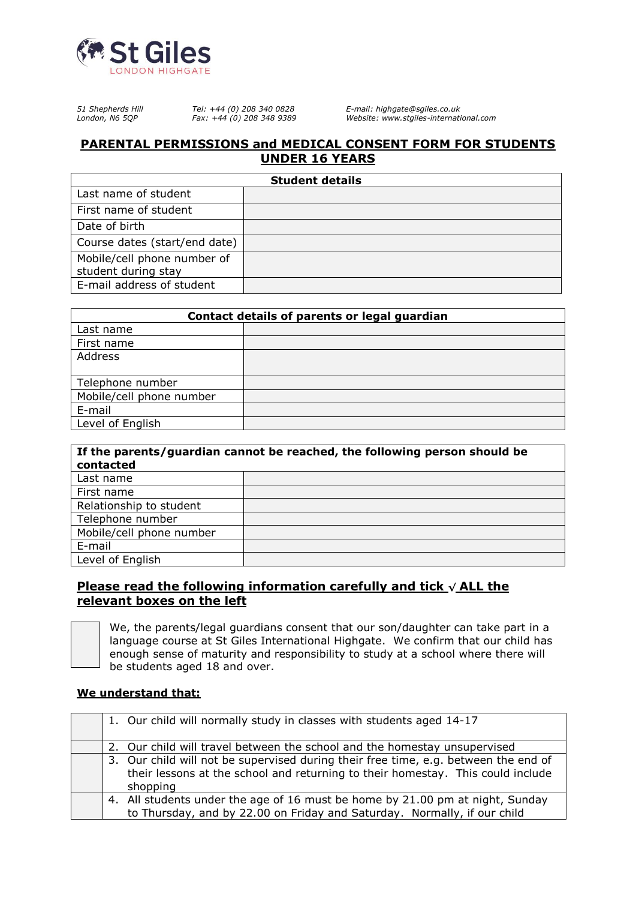**St Giles**
LONDON HIGHGATE

*51 Shepherds Hill*
*London, N6 5QP*

*Tel: +44 (0) 208 340 0828*
*Fax: +44 (0) 208 348 9389*

*E-mail: highgate@sgiles.co.uk*
*Website: www.stgiles-international.com*

# PARENTAL PERMISSIONS and MEDICAL CONSENT FORM FOR STUDENTS UNDER 16 YEARS

| Student details | |
|---|---|
| Last name of student | |
| First name of student | |
| Date of birth | |
| Course dates (start/end date) | |
| Mobile/cell phone number of student during stay | |
| E-mail address of student | |

| Contact details of parents or legal guardian | |
|---|---|
| Last name | |
| First name | |
| Address | |
| Telephone number | |
| Mobile/cell phone number | |
| E-mail | |
| Level of English | |

| If the parents/guardian cannot be reached, the following person should be contacted | |
|---|---|
| Last name | |
| First name | |
| Relationship to student | |
| Telephone number | |
| Mobile/cell phone number | |
| E-mail | |
| Level of English | |

## Please read the following information carefully and tick √ ALL the relevant boxes on the left

☐ We, the parents/legal guardians consent that our son/daughter can take part in a language course at St Giles International Highgate. We confirm that our child has enough sense of maturity and responsibility to study at a school where there will be students aged 18 and over.

### We understand that:

| | |
|---|---|
| ☐ | 1. Our child will normally study in classes with students aged 14-17 |
| ☐ | 2. Our child will travel between the school and the homestay unsupervised |
| ☐ | 3. Our child will not be supervised during their free time, e.g. between the end of their lessons at the school and returning to their homestay. This could include shopping |
| ☐ | 4. All students under the age of 16 must be home by 21.00 pm at night, Sunday to Thursday, and by 22.00 on Friday and Saturday. Normally, if our child |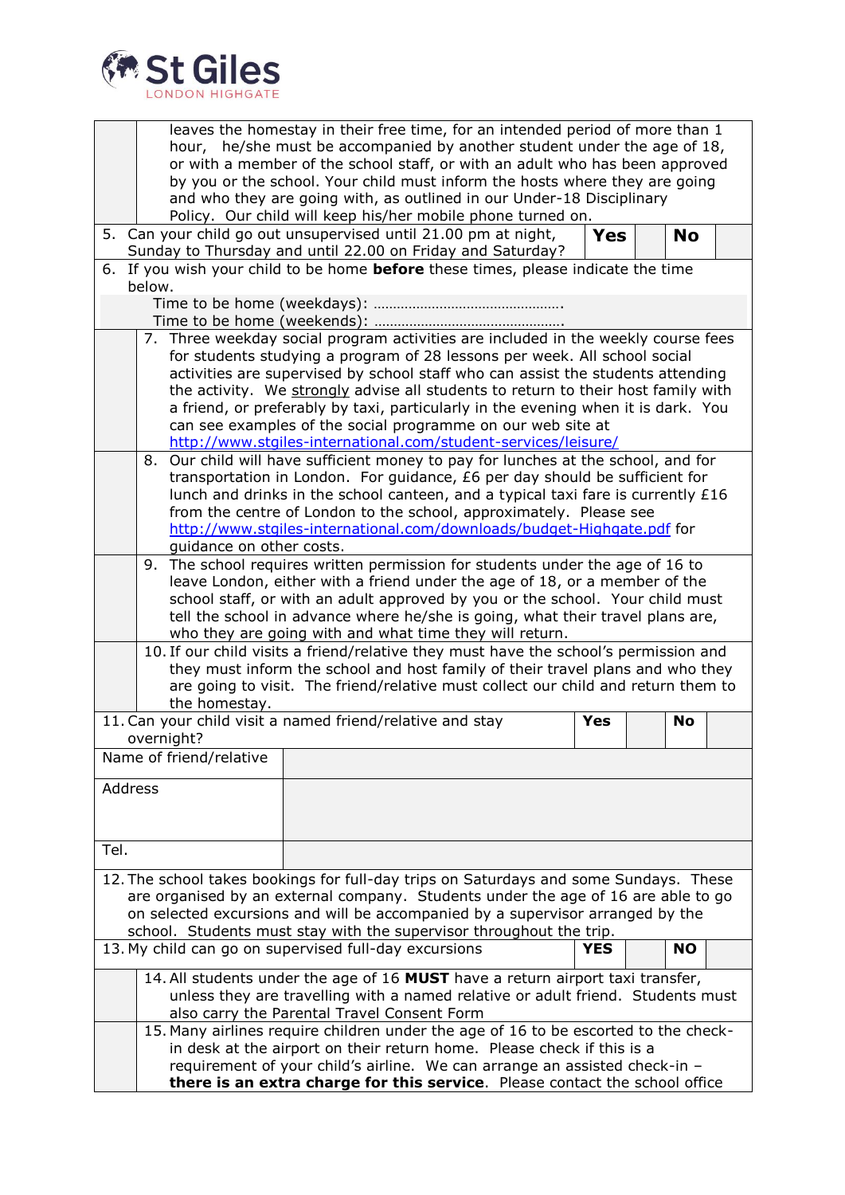| | | | | | |
|---|---|---|---|---|---|
| | leaves the homestay in their free time, for an intended period of more than 1 hour, he/she must be accompanied by another student under the age of 18, or with a member of the school staff, or with an adult who has been approved by you or the school. Your child must inform the hosts where they are going and who they are going with, as outlined in our Under-18 Disciplinary Policy. Our child will keep his/her mobile phone turned on. | | | | |
| 5. Can your child go out unsupervised until 21.00 pm at night, Sunday to Thursday and until 22.00 on Friday and Saturday? | | **Yes** | | **No** | |
| 6. If you wish your child to be home **before** these times, please indicate the time below.<br>Time to be home (weekdays): ………………………………………….<br>Time to be home (weekends): …………………………………………. | | | | | |
| | 7. Three weekday social program activities are included in the weekly course fees for students studying a program of 28 lessons per week. All school social activities are supervised by school staff who can assist the students attending the activity. We strongly advise all students to return to their host family with a friend, or preferably by taxi, particularly in the evening when it is dark. You can see examples of the social programme on our web site at http://www.stgiles-international.com/student-services/leisure/ | | | | |
| | 8. Our child will have sufficient money to pay for lunches at the school, and for transportation in London. For guidance, £6 per day should be sufficient for lunch and drinks in the school canteen, and a typical taxi fare is currently £16 from the centre of London to the school, approximately. Please see http://www.stgiles-international.com/downloads/budget-Highgate.pdf for guidance on other costs. | | | | |
| | 9. The school requires written permission for students under the age of 16 to leave London, either with a friend under the age of 18, or a member of the school staff, or with an adult approved by you or the school. Your child must tell the school in advance where he/she is going, what their travel plans are, who they are going with and what time they will return. | | | | |
| | 10. If our child visits a friend/relative they must have the school's permission and they must inform the school and host family of their travel plans and who they are going to visit. The friend/relative must collect our child and return them to the homestay. | | | | |
| 11. Can your child visit a named friend/relative and stay overnight? | | **Yes** | | **No** | |
| Name of friend/relative | | | | | |
| Address | | | | | |
| Tel. | | | | | |
| 12. The school takes bookings for full-day trips on Saturdays and some Sundays. These are organised by an external company. Students under the age of 16 are able to go on selected excursions and will be accompanied by a supervisor arranged by the school. Students must stay with the supervisor throughout the trip. | | | | | |
| 13. My child can go on supervised full-day excursions | | **YES** | | **NO** | |
| | 14. All students under the age of 16 **MUST** have a return airport taxi transfer, unless they are travelling with a named relative or adult friend. Students must also carry the Parental Travel Consent Form | | | | |
| | 15. Many airlines require children under the age of 16 to be escorted to the check-in desk at the airport on their return home. Please check if this is a requirement of your child's airline. We can arrange an assisted check-in – **there is an extra charge for this service**. Please contact the school office | | | | |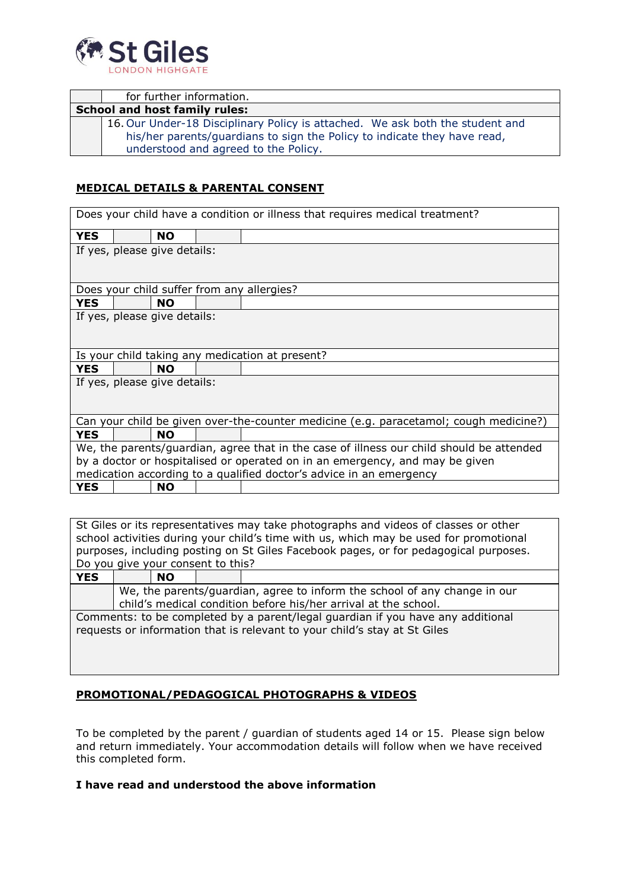| | |
|---|---|
| | for further information. |
| **School and host family rules:** | |
| | 16. Our Under-18 Disciplinary Policy is attached. We ask both the student and his/her parents/guardians to sign the Policy to indicate they have read, understood and agreed to the Policy. |

**MEDICAL DETAILS & PARENTAL CONSENT**

| | | | | |
|---|---|---|---|---|
| Does your child have a condition or illness that requires medical treatment? | | | | |
| **YES** | | **NO** | | |
| If yes, please give details: | | | | |
| Does your child suffer from any allergies? | | | | |
| **YES** | | **NO** | | |
| If yes, please give details: | | | | |
| Is your child taking any medication at present? | | | | |
| **YES** | | **NO** | | |
| If yes, please give details: | | | | |
| Can your child be given over-the-counter medicine (e.g. paracetamol; cough medicine?) | | | | |
| **YES** | | **NO** | | |
| We, the parents/guardian, agree that in the case of illness our child should be attended by a doctor or hospitalised or operated on in an emergency, and may be given medication according to a qualified doctor's advice in an emergency | | | | |
| **YES** | | **NO** | | |

| | | | | |
|---|---|---|---|---|
| St Giles or its representatives may take photographs and videos of classes or other school activities during your child's time with us, which may be used for promotional purposes, including posting on St Giles Facebook pages, or for pedagogical purposes. Do you give your consent to this? | | | | |
| **YES** | | **NO** | | |
| | We, the parents/guardian, agree to inform the school of any change in our child's medical condition before his/her arrival at the school. | | | |
| Comments: to be completed by a parent/legal guardian if you have any additional requests or information that is relevant to your child's stay at St Giles | | | | |

**PROMOTIONAL/PEDAGOGICAL PHOTOGRAPHS & VIDEOS**

To be completed by the parent / guardian of students aged 14 or 15. Please sign below and return immediately. Your accommodation details will follow when we have received this completed form.

**I have read and understood the above information**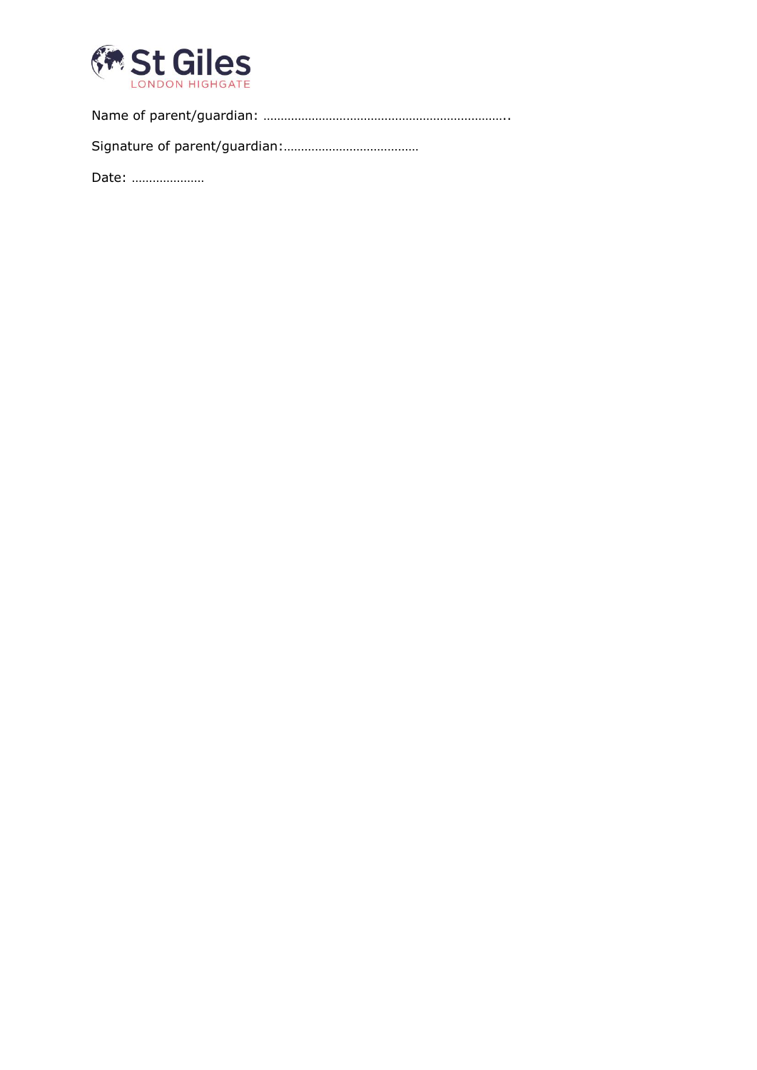Name of parent/guardian: ……………………………………………………………..

Signature of parent/guardian:…………………………………

Date: …………………